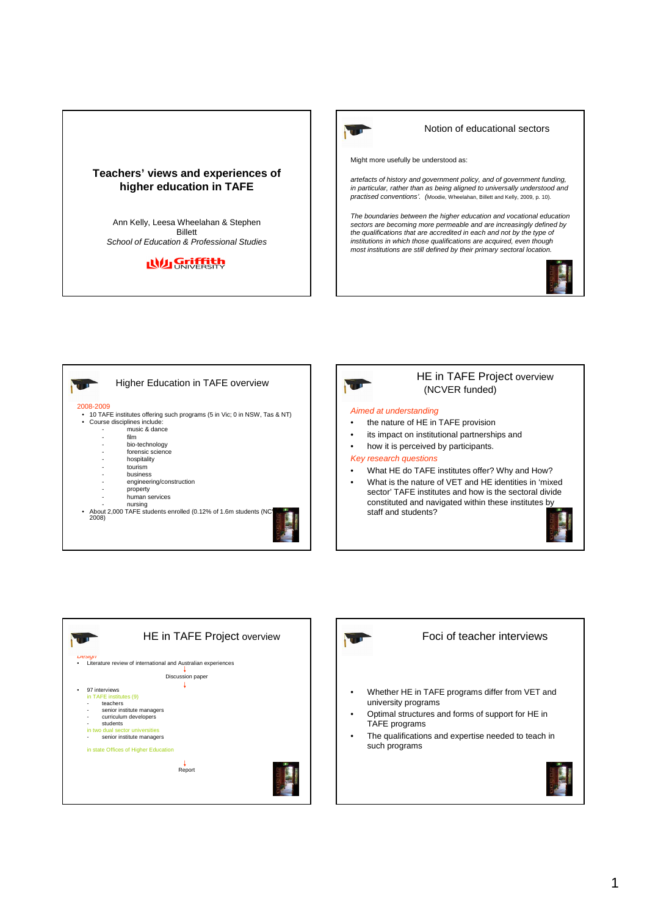# Teachers' views and experiences of higher education in TAFE

Ann Kelly, Leesa Wheelahan & Stephen Billett

*School of Education & Professional Studies*

Griffith UNIVERSITY

---

## Notion of educational sectors

Might more usefully be understood as:

*artefacts of history and government policy, and of government funding, in particular, rather than as being aligned to universally understood and practised conventions'.* (Moodie, Wheelahan, Billett and Kelly, 2009, p. 10).

*The boundaries between the higher education and vocational education sectors are becoming more permeable and are increasingly defined by the qualifications that are accredited in each and not by the type of institutions in which those qualifications are acquired, even though most institutions are still defined by their primary sectoral location.*

---

## Higher Education in TAFE overview

2008-2009

- 10 TAFE institutes offering such programs (5 in Vic; 0 in NSW, Tas & NT)
- Course disciplines include:
  - music & dance
  - film
  - bio-technology
  - forensic science
  - hospitality
  - tourism
  - business
  - engineering/construction
  - property
  - human services
  - nursing
- About 2,000 TAFE students enrolled (0.12% of 1.6m students (NC 2008)

---

## HE in TAFE Project overview (NCVER funded)

*Aimed at understanding*

- the nature of HE in TAFE provision
- its impact on institutional partnerships and
- how it is perceived by participants.

*Key research questions*

- What HE do TAFE institutes offer? Why and How?
- What is the nature of VET and HE identities in 'mixed sector' TAFE institutes and how is the sectoral divide constituted and navigated within these institutes by staff and students?

---

## HE in TAFE Project overview

*Design*

- Literature review of international and Australian experiences

↓

Discussion paper

↓

- 97 interviews
  - in TAFE institutes (9)
    - teachers
    - senior institute managers
    - curriculum developers
    - students
  - in two dual sector universities
    - senior institute managers
  - in state Offices of Higher Education

↓

Report

---

## Foci of teacher interviews

- Whether HE in TAFE programs differ from VET and university programs
- Optimal structures and forms of support for HE in TAFE programs
- The qualifications and expertise needed to teach in such programs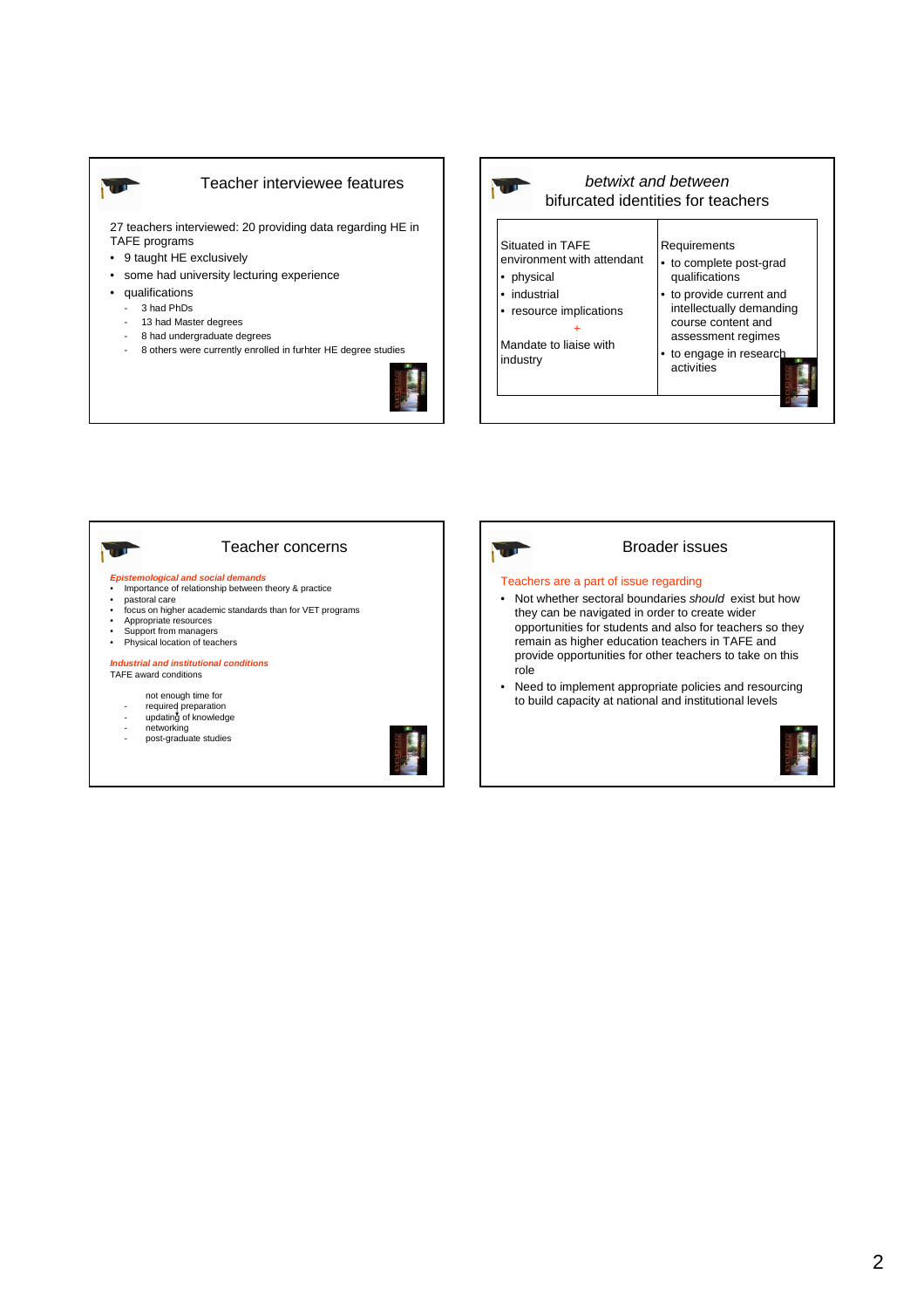## Teacher interviewee features

27 teachers interviewed: 20 providing data regarding HE in TAFE programs

- 9 taught HE exclusively
- some had university lecturing experience
- qualifications
  - 3 had PhDs
  - 13 had Master degrees
  - 8 had undergraduate degrees
  - 8 others were currently enrolled in furhter HE degree studies

## *betwixt and between* bifurcated identities for teachers

| | |
|---|---|
| Situated in TAFE environment with attendant<br>• physical<br>• industrial<br>• resource implications<br>+<br>Mandate to liaise with industry | Requirements<br>• to complete post-grad qualifications<br>• to provide current and intellectually demanding course content and assessment regimes<br>• to engage in research activities |

## Teacher concerns

***Epistemological and social demands***

- Importance of relationship between theory & practice
- pastoral care
- focus on higher academic standards than for VET programs
- Appropriate resources
- Support from managers
- Physical location of teachers

***Industrial and institutional conditions***

TAFE award conditions

not enough time for
- required preparation
- updating of knowledge
- networking
- post-graduate studies

## Broader issues

Teachers are a part of issue regarding

- Not whether sectoral boundaries *should* exist but how they can be navigated in order to create wider opportunities for students and also for teachers so they remain as higher education teachers in TAFE and provide opportunities for other teachers to take on this role
- Need to implement appropriate policies and resourcing to build capacity at national and institutional levels